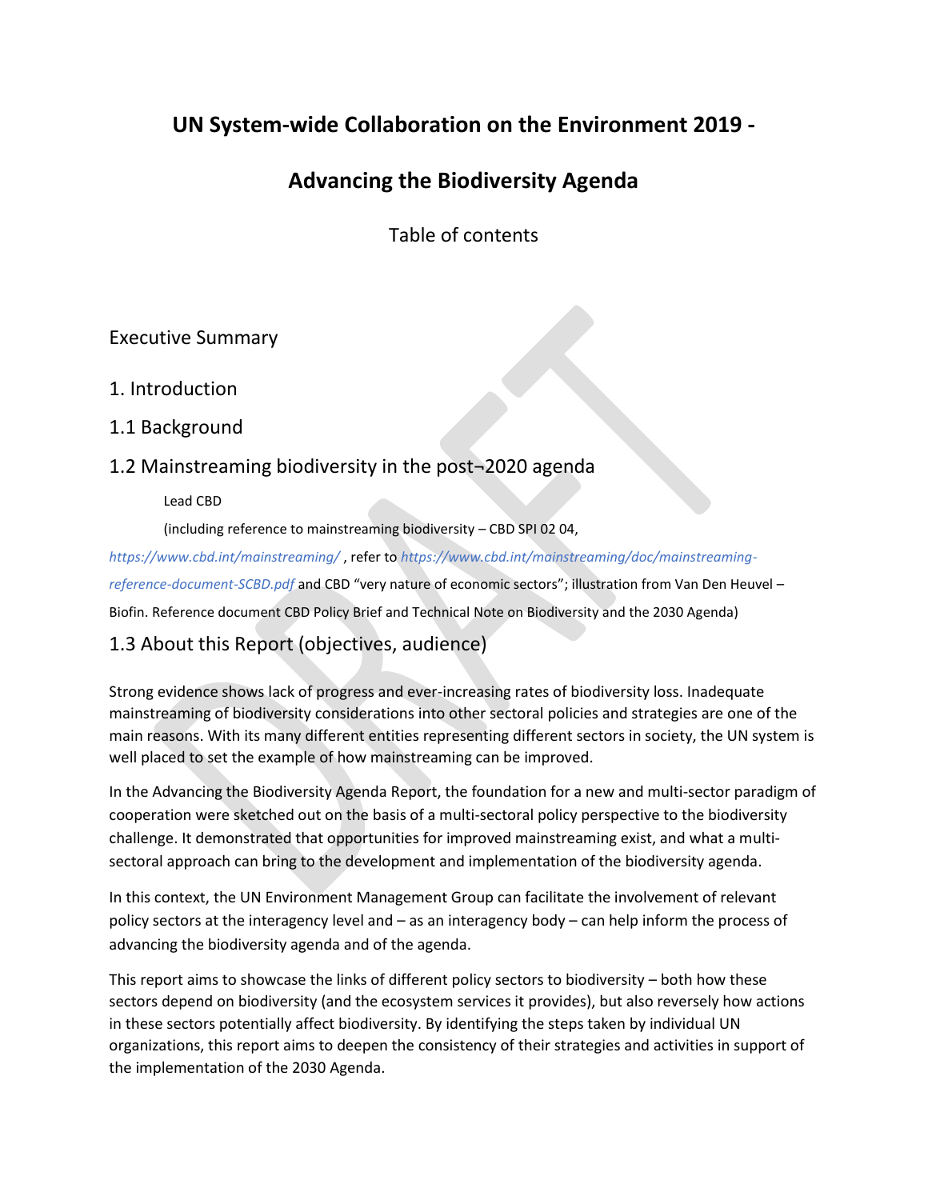# UN System-wide Collaboration on the Environment 2019 -

# Advancing the Biodiversity Agenda

Table of contents

## Executive Summary

## 1. Introduction

## 1.1 Background

## 1.2 Mainstreaming biodiversity in the post¬2020 agenda

Lead CBD

(including reference to mainstreaming biodiversity – CBD SPI 02 04, *https://www.cbd.int/mainstreaming/* , refer to *https://www.cbd.int/mainstreaming/doc/mainstreaming-reference-document-SCBD.pdf* and CBD "very nature of economic sectors"; illustration from Van Den Heuvel – Biofin. Reference document CBD Policy Brief and Technical Note on Biodiversity and the 2030 Agenda)

## 1.3 About this Report (objectives, audience)

Strong evidence shows lack of progress and ever-increasing rates of biodiversity loss. Inadequate mainstreaming of biodiversity considerations into other sectoral policies and strategies are one of the main reasons. With its many different entities representing different sectors in society, the UN system is well placed to set the example of how mainstreaming can be improved.

In the Advancing the Biodiversity Agenda Report, the foundation for a new and multi-sector paradigm of cooperation were sketched out on the basis of a multi-sectoral policy perspective to the biodiversity challenge. It demonstrated that opportunities for improved mainstreaming exist, and what a multi-sectoral approach can bring to the development and implementation of the biodiversity agenda.

In this context, the UN Environment Management Group can facilitate the involvement of relevant policy sectors at the interagency level and – as an interagency body – can help inform the process of advancing the biodiversity agenda and of the agenda.

This report aims to showcase the links of different policy sectors to biodiversity – both how these sectors depend on biodiversity (and the ecosystem services it provides), but also reversely how actions in these sectors potentially affect biodiversity. By identifying the steps taken by individual UN organizations, this report aims to deepen the consistency of their strategies and activities in support of the implementation of the 2030 Agenda.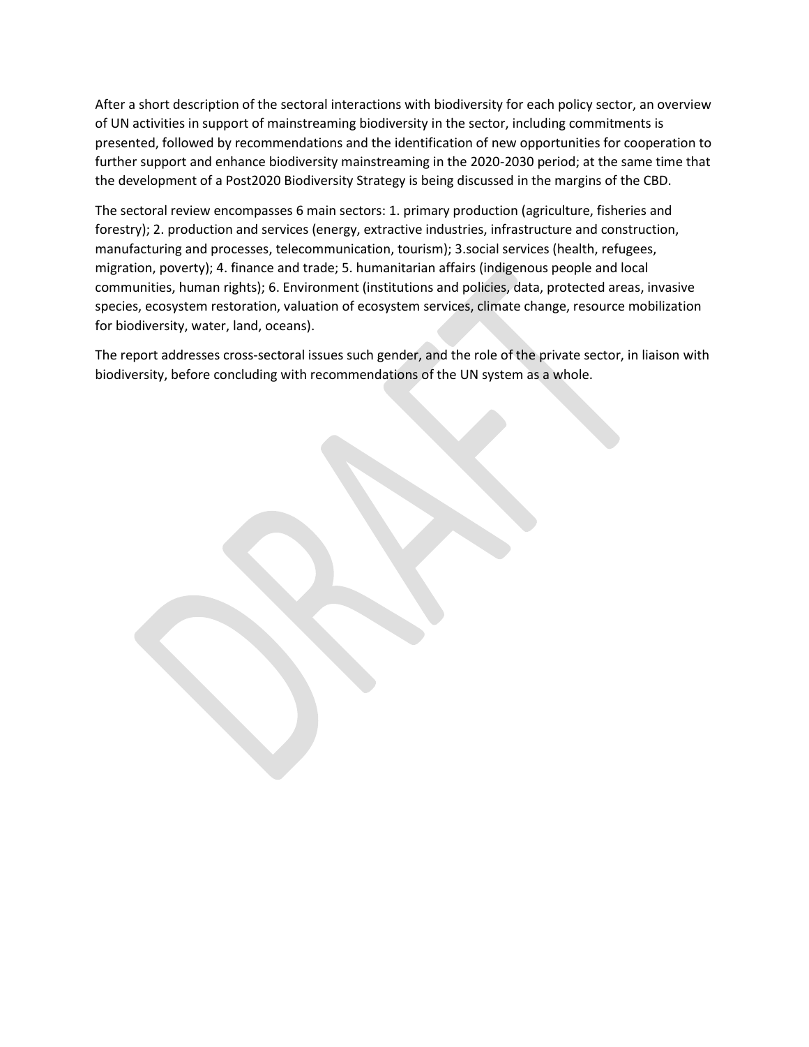After a short description of the sectoral interactions with biodiversity for each policy sector, an overview of UN activities in support of mainstreaming biodiversity in the sector, including commitments is presented, followed by recommendations and the identification of new opportunities for cooperation to further support and enhance biodiversity mainstreaming in the 2020-2030 period; at the same time that the development of a Post2020 Biodiversity Strategy is being discussed in the margins of the CBD.

The sectoral review encompasses 6 main sectors: 1. primary production (agriculture, fisheries and forestry); 2. production and services (energy, extractive industries, infrastructure and construction, manufacturing and processes, telecommunication, tourism); 3.social services (health, refugees, migration, poverty); 4. finance and trade; 5. humanitarian affairs (indigenous people and local communities, human rights); 6. Environment (institutions and policies, data, protected areas, invasive species, ecosystem restoration, valuation of ecosystem services, climate change, resource mobilization for biodiversity, water, land, oceans).

The report addresses cross-sectoral issues such gender, and the role of the private sector, in liaison with biodiversity, before concluding with recommendations of the UN system as a whole.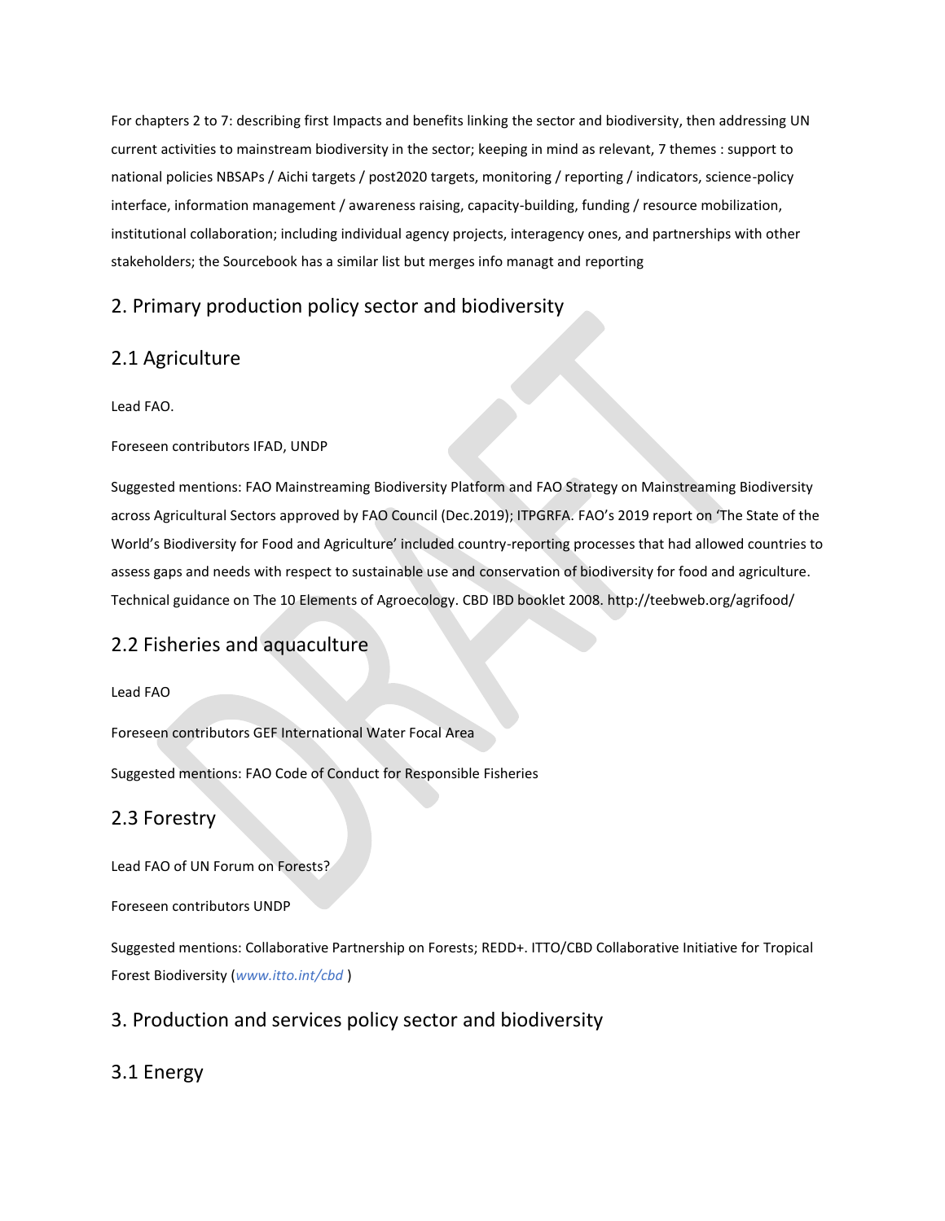For chapters 2 to 7: describing first Impacts and benefits linking the sector and biodiversity, then addressing UN current activities to mainstream biodiversity in the sector; keeping in mind as relevant, 7 themes : support to national policies NBSAPs / Aichi targets / post2020 targets, monitoring / reporting / indicators, science-policy interface, information management / awareness raising, capacity-building, funding / resource mobilization, institutional collaboration; including individual agency projects, interagency ones, and partnerships with other stakeholders; the Sourcebook has a similar list but merges info managt and reporting

## 2. Primary production policy sector and biodiversity

## 2.1 Agriculture

Lead FAO.

Foreseen contributors IFAD, UNDP

Suggested mentions: FAO Mainstreaming Biodiversity Platform and FAO Strategy on Mainstreaming Biodiversity across Agricultural Sectors approved by FAO Council (Dec.2019); ITPGRFA. FAO's 2019 report on 'The State of the World's Biodiversity for Food and Agriculture' included country-reporting processes that had allowed countries to assess gaps and needs with respect to sustainable use and conservation of biodiversity for food and agriculture. Technical guidance on The 10 Elements of Agroecology. CBD IBD booklet 2008. http://teebweb.org/agrifood/

## 2.2 Fisheries and aquaculture

Lead FAO

Foreseen contributors GEF International Water Focal Area

Suggested mentions: FAO Code of Conduct for Responsible Fisheries

## 2.3 Forestry

Lead FAO of UN Forum on Forests?

Foreseen contributors UNDP

Suggested mentions: Collaborative Partnership on Forests; REDD+. ITTO/CBD Collaborative Initiative for Tropical Forest Biodiversity (*www.itto.int/cbd* )

## 3. Production and services policy sector and biodiversity

## 3.1 Energy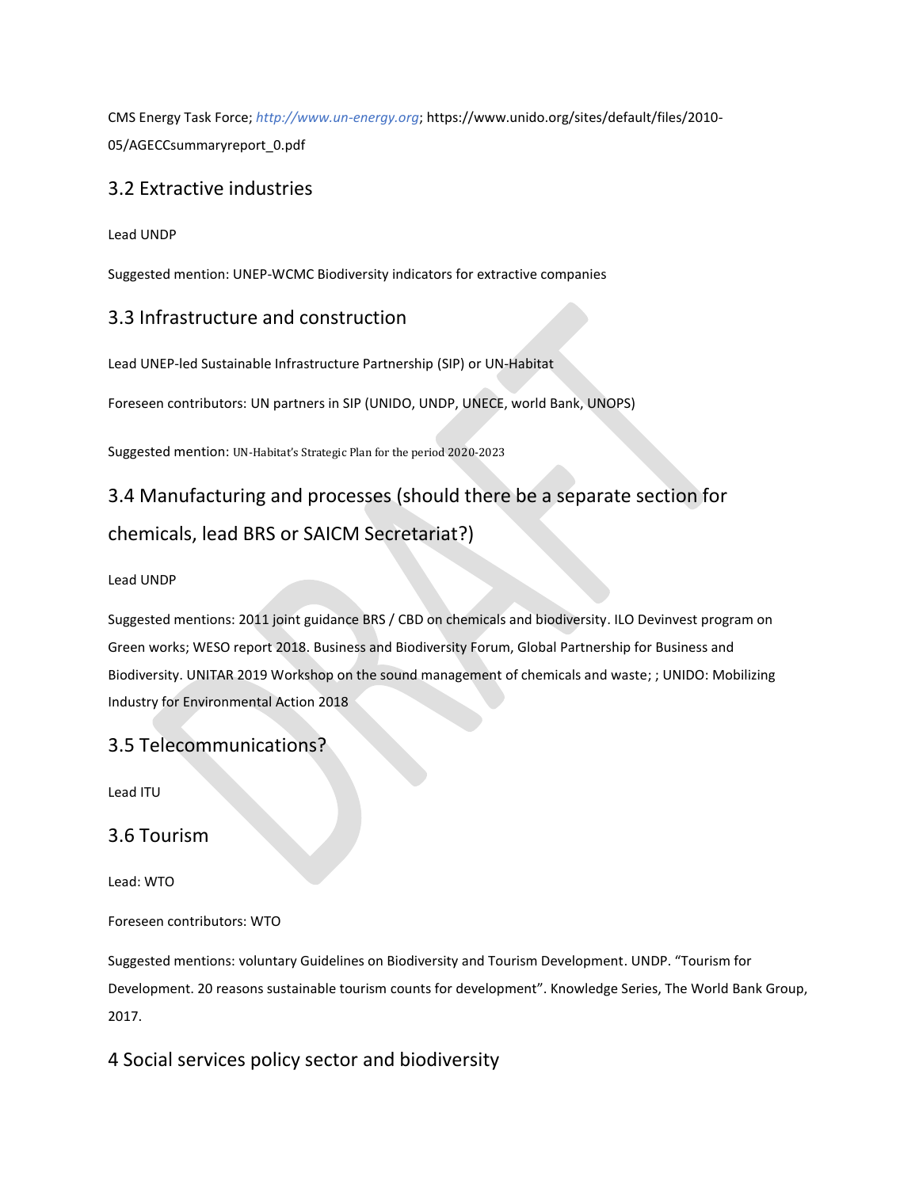CMS Energy Task Force; *http://www.un-energy.org*; https://www.unido.org/sites/default/files/2010-05/AGECCsummaryreport_0.pdf

## 3.2 Extractive industries

Lead UNDP

Suggested mention: UNEP-WCMC Biodiversity indicators for extractive companies

## 3.3 Infrastructure and construction

Lead UNEP-led Sustainable Infrastructure Partnership (SIP) or UN-Habitat

Foreseen contributors: UN partners in SIP (UNIDO, UNDP, UNECE, world Bank, UNOPS)

Suggested mention: UN-Habitat's Strategic Plan for the period 2020-2023

## 3.4 Manufacturing and processes (should there be a separate section for chemicals, lead BRS or SAICM Secretariat?)

Lead UNDP

Suggested mentions: 2011 joint guidance BRS / CBD on chemicals and biodiversity. ILO Devinvest program on Green works; WESO report 2018. Business and Biodiversity Forum, Global Partnership for Business and Biodiversity. UNITAR 2019 Workshop on the sound management of chemicals and waste; ; UNIDO: Mobilizing Industry for Environmental Action 2018

## 3.5 Telecommunications?

Lead ITU

## 3.6 Tourism

Lead: WTO

Foreseen contributors: WTO

Suggested mentions: voluntary Guidelines on Biodiversity and Tourism Development. UNDP. "Tourism for Development. 20 reasons sustainable tourism counts for development". Knowledge Series, The World Bank Group, 2017.

# 4 Social services policy sector and biodiversity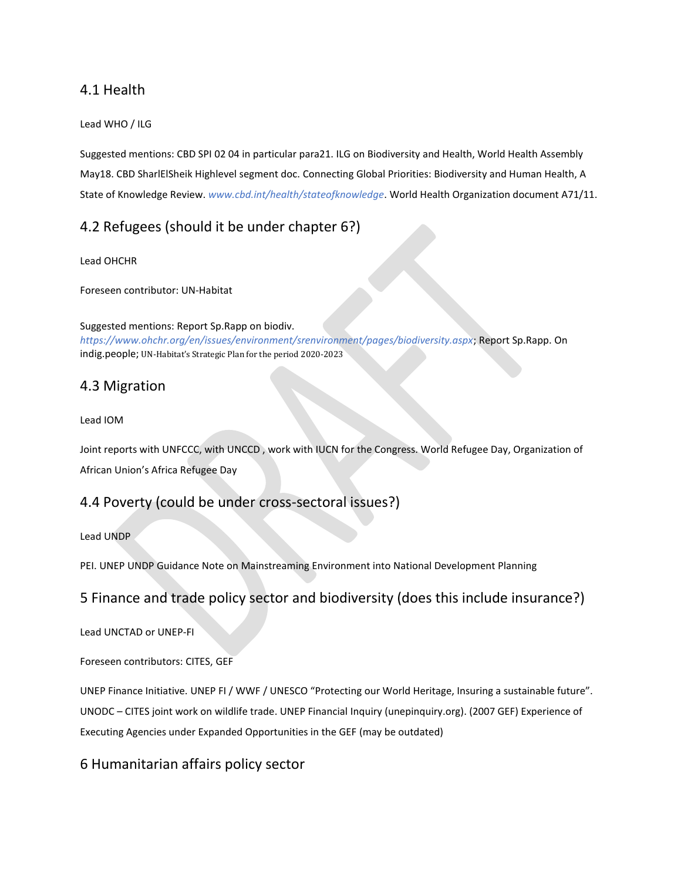## 4.1 Health

Lead WHO / ILG

Suggested mentions: CBD SPI 02 04 in particular para21. ILG on Biodiversity and Health, World Health Assembly May18. CBD SharlElSheik Highlevel segment doc. Connecting Global Priorities: Biodiversity and Human Health, A State of Knowledge Review. *www.cbd.int/health/stateofknowledge*. World Health Organization document A71/11.

## 4.2 Refugees (should it be under chapter 6?)

Lead OHCHR

Foreseen contributor: UN-Habitat

Suggested mentions: Report Sp.Rapp on biodiv. *https://www.ohchr.org/en/issues/environment/srenvironment/pages/biodiversity.aspx*; Report Sp.Rapp. On indig.people; UN-Habitat's Strategic Plan for the period 2020-2023

## 4.3 Migration

Lead IOM

Joint reports with UNFCCC, with UNCCD , work with IUCN for the Congress. World Refugee Day, Organization of African Union's Africa Refugee Day

## 4.4 Poverty (could be under cross-sectoral issues?)

Lead UNDP

PEI. UNEP UNDP Guidance Note on Mainstreaming Environment into National Development Planning

# 5 Finance and trade policy sector and biodiversity (does this include insurance?)

Lead UNCTAD or UNEP-FI

Foreseen contributors: CITES, GEF

UNEP Finance Initiative. UNEP FI / WWF / UNESCO "Protecting our World Heritage, Insuring a sustainable future". UNODC – CITES joint work on wildlife trade. UNEP Financial Inquiry (unepinquiry.org). (2007 GEF) Experience of Executing Agencies under Expanded Opportunities in the GEF (may be outdated)

# 6 Humanitarian affairs policy sector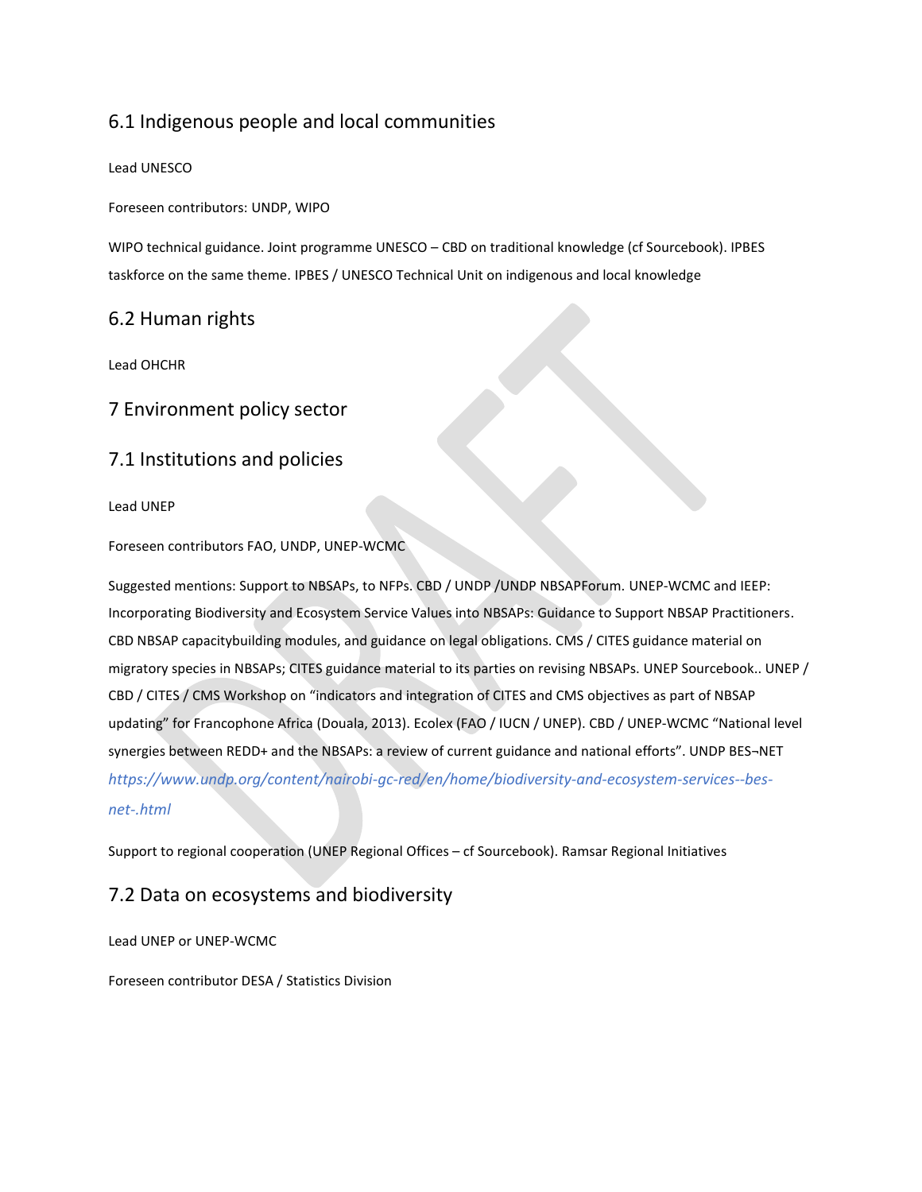## 6.1 Indigenous people and local communities

Lead UNESCO

Foreseen contributors: UNDP, WIPO

WIPO technical guidance. Joint programme UNESCO – CBD on traditional knowledge (cf Sourcebook). IPBES taskforce on the same theme. IPBES / UNESCO Technical Unit on indigenous and local knowledge

## 6.2 Human rights

Lead OHCHR

# 7 Environment policy sector

## 7.1 Institutions and policies

Lead UNEP

Foreseen contributors FAO, UNDP, UNEP-WCMC

Suggested mentions: Support to NBSAPs, to NFPs. CBD / UNDP /UNDP NBSAPForum. UNEP-WCMC and IEEP: Incorporating Biodiversity and Ecosystem Service Values into NBSAPs: Guidance to Support NBSAP Practitioners. CBD NBSAP capacitybuilding modules, and guidance on legal obligations. CMS / CITES guidance material on migratory species in NBSAPs; CITES guidance material to its parties on revising NBSAPs. UNEP Sourcebook.. UNEP / CBD / CITES / CMS Workshop on "indicators and integration of CITES and CMS objectives as part of NBSAP updating" for Francophone Africa (Douala, 2013). Ecolex (FAO / IUCN / UNEP). CBD / UNEP-WCMC "National level synergies between REDD+ and the NBSAPs: a review of current guidance and national efforts". UNDP BES¬NET *https://www.undp.org/content/nairobi-gc-red/en/home/biodiversity-and-ecosystem-services--bes-net-.html*

Support to regional cooperation (UNEP Regional Offices – cf Sourcebook). Ramsar Regional Initiatives

## 7.2 Data on ecosystems and biodiversity

Lead UNEP or UNEP-WCMC

Foreseen contributor DESA / Statistics Division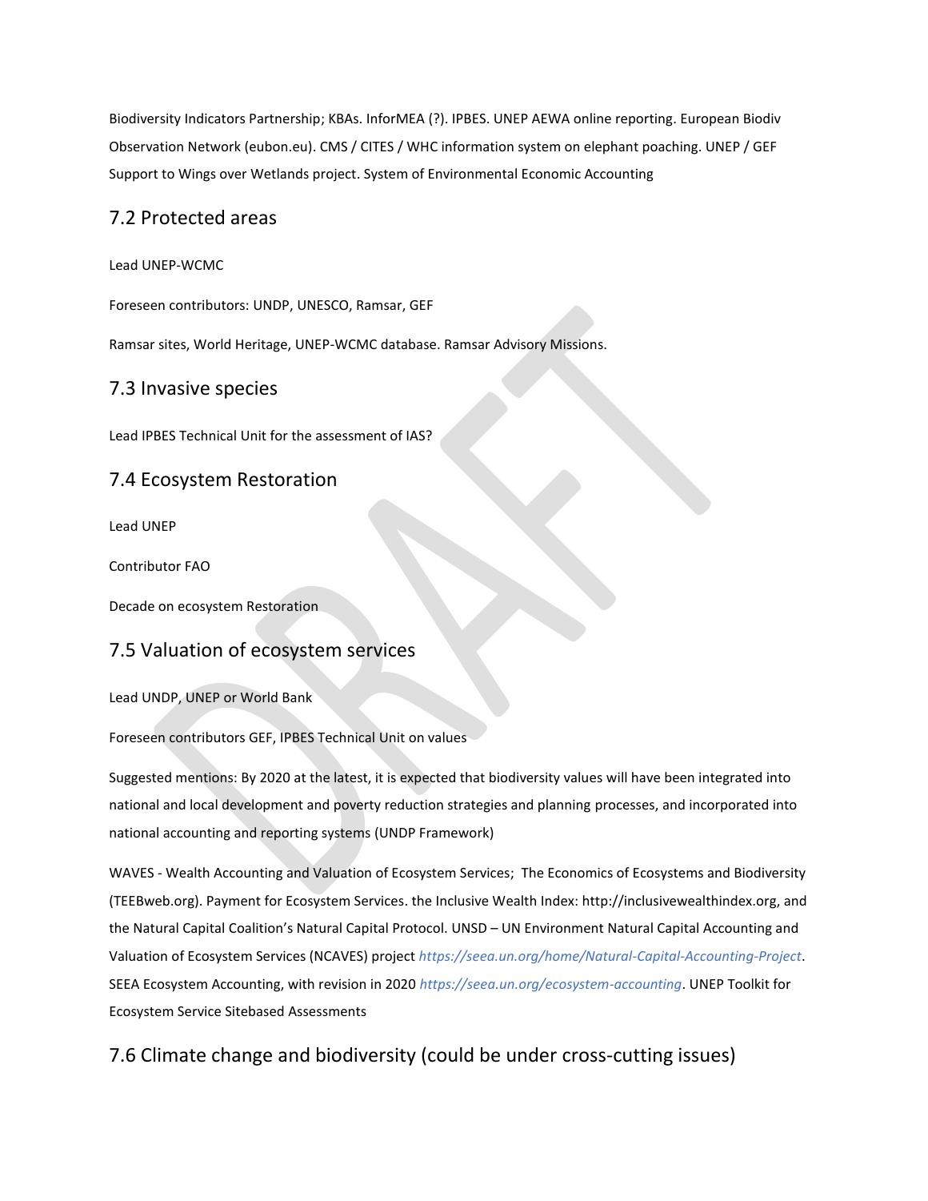Biodiversity Indicators Partnership; KBAs. InforMEA (?). IPBES. UNEP AEWA online reporting. European Biodiv Observation Network (eubon.eu). CMS / CITES / WHC information system on elephant poaching. UNEP / GEF Support to Wings over Wetlands project. System of Environmental Economic Accounting

## 7.2 Protected areas

Lead UNEP-WCMC

Foreseen contributors: UNDP, UNESCO, Ramsar, GEF

Ramsar sites, World Heritage, UNEP-WCMC database. Ramsar Advisory Missions.

## 7.3 Invasive species

Lead IPBES Technical Unit for the assessment of IAS?

## 7.4 Ecosystem Restoration

Lead UNEP

Contributor FAO

Decade on ecosystem Restoration

## 7.5 Valuation of ecosystem services

Lead UNDP, UNEP or World Bank

Foreseen contributors GEF, IPBES Technical Unit on values

Suggested mentions: By 2020 at the latest, it is expected that biodiversity values will have been integrated into national and local development and poverty reduction strategies and planning processes, and incorporated into national accounting and reporting systems (UNDP Framework)

WAVES - Wealth Accounting and Valuation of Ecosystem Services; The Economics of Ecosystems and Biodiversity (TEEBweb.org). Payment for Ecosystem Services. the Inclusive Wealth Index: http://inclusivewealthindex.org, and the Natural Capital Coalition's Natural Capital Protocol. UNSD – UN Environment Natural Capital Accounting and Valuation of Ecosystem Services (NCAVES) project *https://seea.un.org/home/Natural-Capital-Accounting-Project*. SEEA Ecosystem Accounting, with revision in 2020 *https://seea.un.org/ecosystem-accounting*. UNEP Toolkit for Ecosystem Service Sitebased Assessments

## 7.6 Climate change and biodiversity (could be under cross-cutting issues)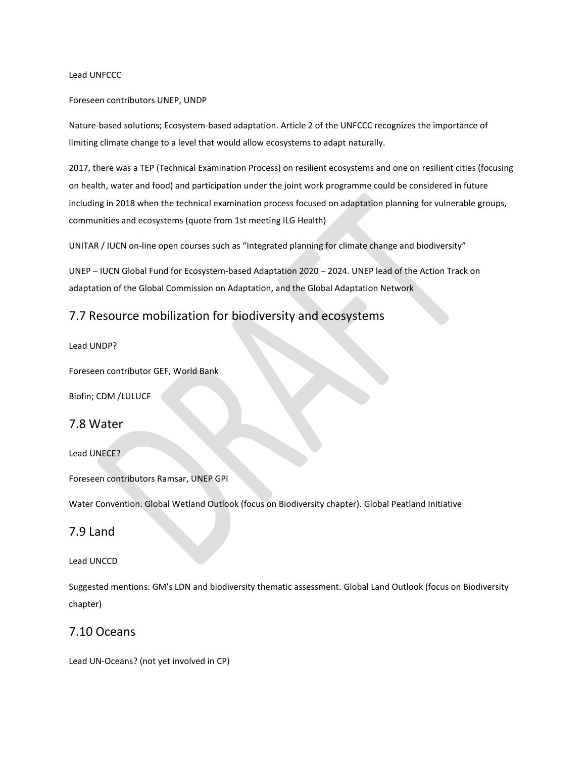Lead UNFCCC

Foreseen contributors UNEP, UNDP

Nature-based solutions; Ecosystem-based adaptation. Article 2 of the UNFCCC recognizes the importance of limiting climate change to a level that would allow ecosystems to adapt naturally.

2017, there was a TEP (Technical Examination Process) on resilient ecosystems and one on resilient cities (focusing on health, water and food) and participation under the joint work programme could be considered in future including in 2018 when the technical examination process focused on adaptation planning for vulnerable groups, communities and ecosystems (quote from 1st meeting ILG Health)

UNITAR / IUCN on-line open courses such as "Integrated planning for climate change and biodiversity"

UNEP – IUCN Global Fund for Ecosystem-based Adaptation 2020 – 2024. UNEP lead of the Action Track on adaptation of the Global Commission on Adaptation, and the Global Adaptation Network

## 7.7 Resource mobilization for biodiversity and ecosystems

Lead UNDP?

Foreseen contributor GEF, World Bank

Biofin; CDM /LULUCF

## 7.8 Water

Lead UNECE?

Foreseen contributors Ramsar, UNEP GPI

Water Convention. Global Wetland Outlook (focus on Biodiversity chapter). Global Peatland Initiative

## 7.9 Land

Lead UNCCD

Suggested mentions: GM's LDN and biodiversity thematic assessment. Global Land Outlook (focus on Biodiversity chapter)

## 7.10 Oceans

Lead UN-Oceans? (not yet involved in CP)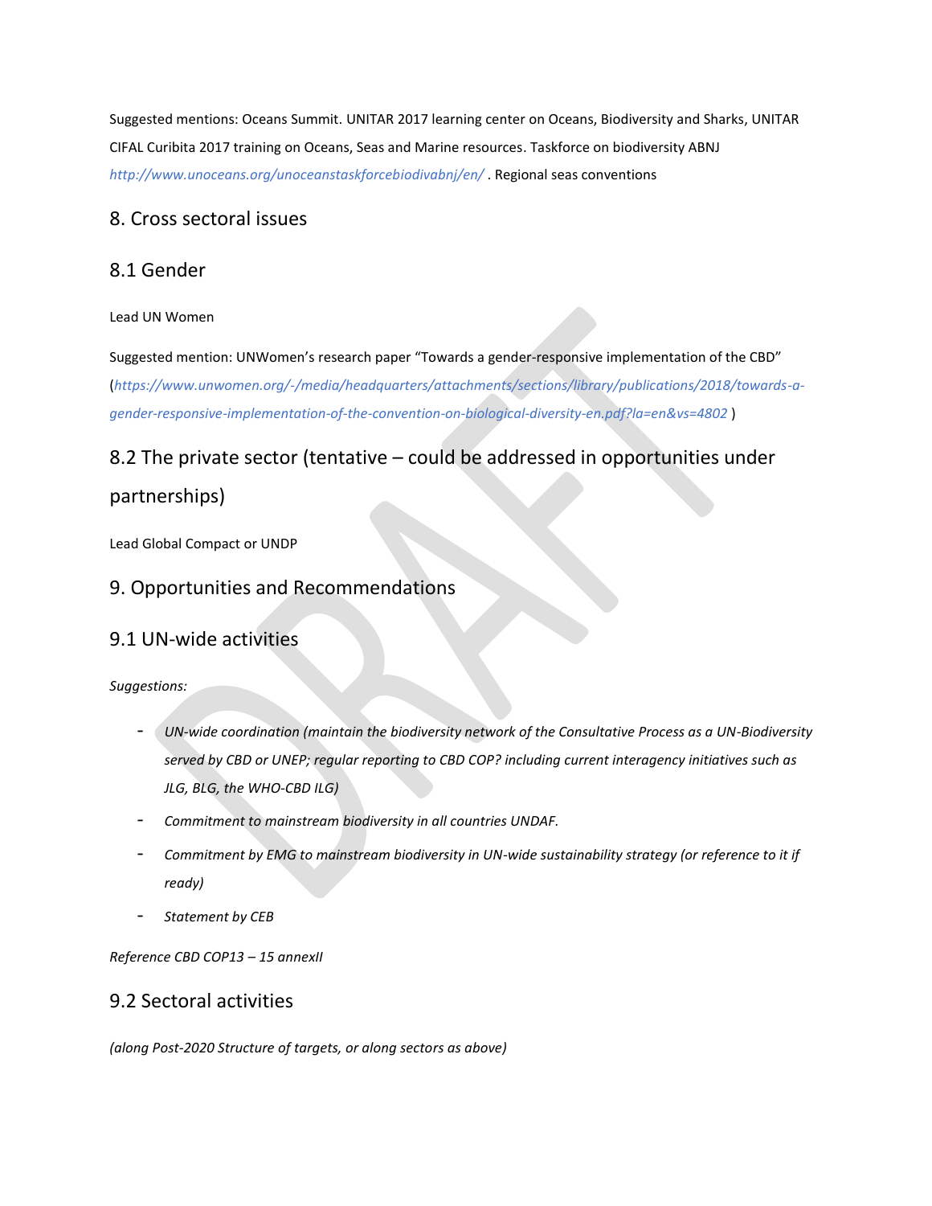Suggested mentions: Oceans Summit. UNITAR 2017 learning center on Oceans, Biodiversity and Sharks, UNITAR CIFAL Curibita 2017 training on Oceans, Seas and Marine resources. Taskforce on biodiversity ABNJ *http://www.unoceans.org/unoceanstaskforcebiodivabnj/en/* . Regional seas conventions

## 8. Cross sectoral issues

### 8.1 Gender

Lead UN Women

Suggested mention: UNWomen's research paper "Towards a gender-responsive implementation of the CBD" (*https://www.unwomen.org/-/media/headquarters/attachments/sections/library/publications/2018/towards-a-gender-responsive-implementation-of-the-convention-on-biological-diversity-en.pdf?la=en&vs=4802* )

### 8.2 The private sector (tentative – could be addressed in opportunities under partnerships)

Lead Global Compact or UNDP

## 9. Opportunities and Recommendations

### 9.1 UN-wide activities

*Suggestions:*

- *UN-wide coordination (maintain the biodiversity network of the Consultative Process as a UN-Biodiversity served by CBD or UNEP; regular reporting to CBD COP? including current interagency initiatives such as JLG, BLG, the WHO-CBD ILG)*
- *Commitment to mainstream biodiversity in all countries UNDAF.*
- *Commitment by EMG to mainstream biodiversity in UN-wide sustainability strategy (or reference to it if ready)*
- *Statement by CEB*

*Reference CBD COP13 – 15 annexII*

### 9.2 Sectoral activities

*(along Post-2020 Structure of targets, or along sectors as above)*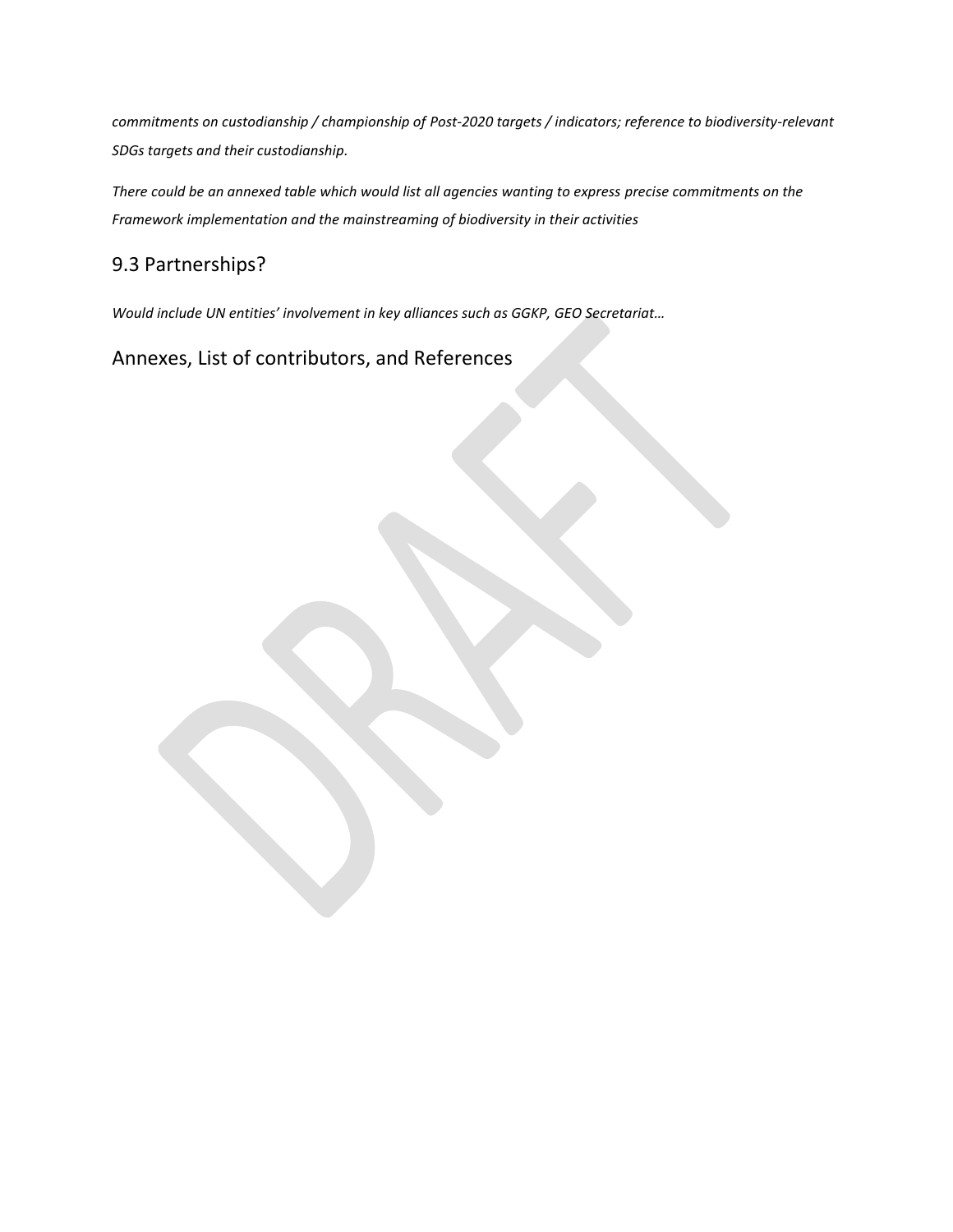*commitments on custodianship / championship of Post-2020 targets / indicators; reference to biodiversity-relevant SDGs targets and their custodianship.*

*There could be an annexed table which would list all agencies wanting to express precise commitments on the Framework implementation and the mainstreaming of biodiversity in their activities*

## 9.3 Partnerships?

*Would include UN entities' involvement in key alliances such as GGKP, GEO Secretariat…*

## Annexes, List of contributors, and References